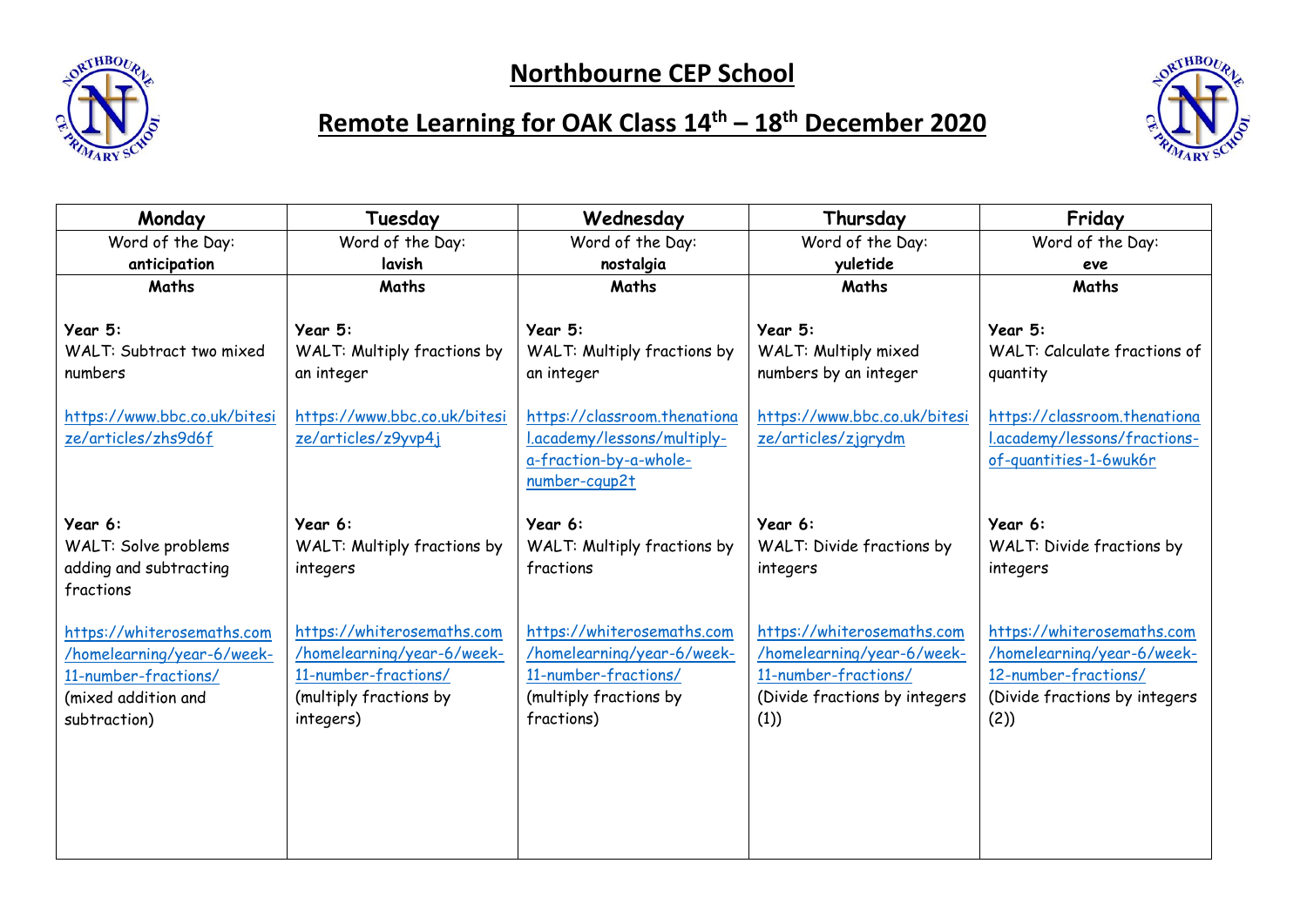# Northbourne CEP School

## Remote Learning for OAK Class 14th – 18th December 2020

| Monday | Tuesday | Wednesday | Thursday | Friday |
| --- | --- | --- | --- | --- |
| Word of the Day: **anticipation** | Word of the Day: **lavish** | Word of the Day: **nostalgia** | Word of the Day: **yuletide** | Word of the Day: **eve** |
| **Maths**<br><br>**Year 5:**<br>WALT: Subtract two mixed numbers<br><br>https://www.bbc.co.uk/bitesize/articles/zhs9d6f<br><br>**Year 6:**<br>WALT: Solve problems adding and subtracting fractions<br><br>https://whiterosemaths.com/homelearning/year-6/week-11-number-fractions/<br>(mixed addition and subtraction) | **Maths**<br><br>**Year 5:**<br>WALT: Multiply fractions by an integer<br><br>https://www.bbc.co.uk/bitesize/articles/z9yvp4j<br><br>**Year 6:**<br>WALT: Multiply fractions by integers<br><br>https://whiterosemaths.com/homelearning/year-6/week-11-number-fractions/<br>(multiply fractions by integers) | **Maths**<br><br>**Year 5:**<br>WALT: Multiply fractions by an integer<br><br>https://classroom.thenational.academy/lessons/multiply-a-fraction-by-a-whole-number-cgup2t<br><br>**Year 6:**<br>WALT: Multiply fractions by fractions<br><br>https://whiterosemaths.com/homelearning/year-6/week-11-number-fractions/<br>(multiply fractions by fractions) | **Maths**<br><br>**Year 5:**<br>WALT: Multiply mixed numbers by an integer<br><br>https://www.bbc.co.uk/bitesize/articles/zjgrydm<br><br>**Year 6:**<br>WALT: Divide fractions by integers<br><br>https://whiterosemaths.com/homelearning/year-6/week-11-number-fractions/<br>(Divide fractions by integers (1)) | **Maths**<br><br>**Year 5:**<br>WALT: Calculate fractions of quantity<br><br>https://classroom.thenational.academy/lessons/fractions-of-quantities-1-6wuk6r<br><br>**Year 6:**<br>WALT: Divide fractions by integers<br><br>https://whiterosemaths.com/homelearning/year-6/week-12-number-fractions/<br>(Divide fractions by integers (2)) |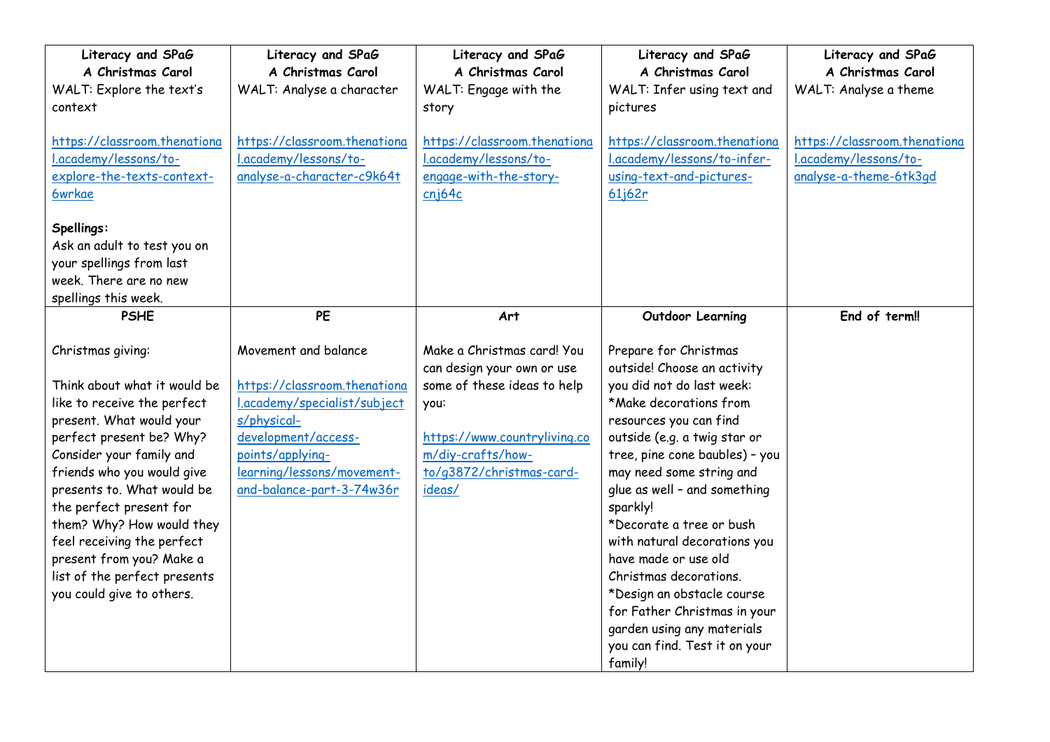| Literacy and SPaG<br>**A Christmas Carol**<br>WALT: Explore the text's context<br><br>https://classroom.thenational.academy/lessons/to-explore-the-texts-context-6wrkae<br><br>**Spellings:**<br>Ask an adult to test you on your spellings from last week. There are no new spellings this week. | Literacy and SPaG<br>**A Christmas Carol**<br>WALT: Analyse a character<br><br>https://classroom.thenational.academy/lessons/to-analyse-a-character-c9k64t | Literacy and SPaG<br>**A Christmas Carol**<br>WALT: Engage with the story<br><br>https://classroom.thenational.academy/lessons/to-engage-with-the-story-cnj64c | Literacy and SPaG<br>**A Christmas Carol**<br>WALT: Infer using text and pictures<br><br>https://classroom.thenational.academy/lessons/to-infer-using-text-and-pictures-61j62r | Literacy and SPaG<br>**A Christmas Carol**<br>WALT: Analyse a theme<br><br>https://classroom.thenational.academy/lessons/to-analyse-a-theme-6tk3gd |
|---|---|---|---|---|
| **PSHE**<br><br>Christmas giving:<br><br>Think about what it would be like to receive the perfect present. What would your perfect present be? Why? Consider your family and friends who you would give presents to. What would be the perfect present for them? Why? How would they feel receiving the perfect present from you? Make a list of the perfect presents you could give to others. | **PE**<br><br>Movement and balance<br><br>https://classroom.thenational.academy/specialist/subjects/physical-development/access-points/applying-learning/lessons/movement-and-balance-part-3-74w36r | **Art**<br><br>Make a Christmas card! You can design your own or use some of these ideas to help you:<br><br>https://www.countryliving.com/diy-crafts/how-to/g3872/christmas-card-ideas/ | **Outdoor Learning**<br><br>Prepare for Christmas outside! Choose an activity you did not do last week:<br>*Make decorations from resources you can find outside (e.g. a twig star or tree, pine cone baubles) – you may need some string and glue as well – and something sparkly!<br>*Decorate a tree or bush with natural decorations you have made or use old Christmas decorations.<br>*Design an obstacle course for Father Christmas in your garden using any materials you can find. Test it on your family! | **End of term!!** |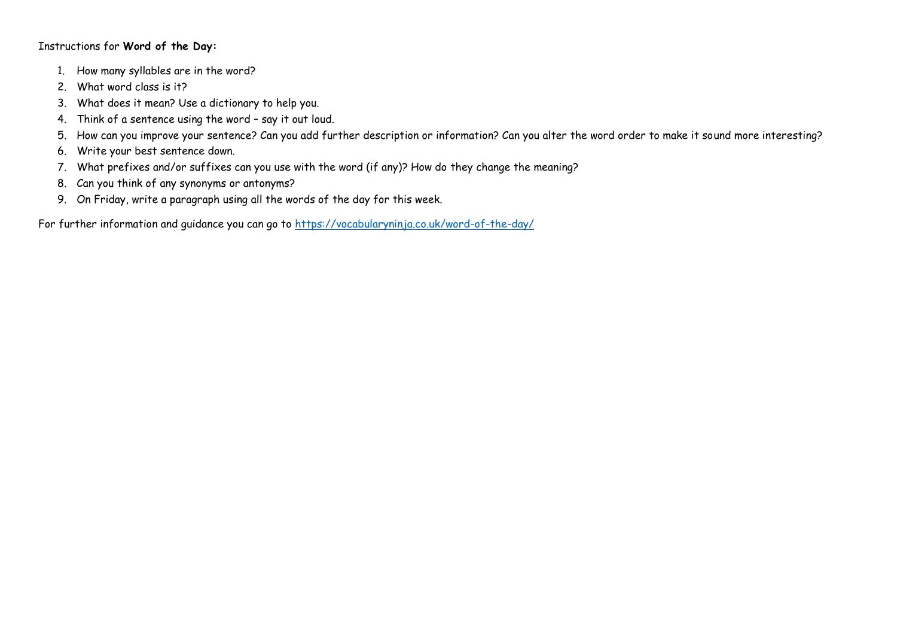Instructions for **Word of the Day:**

1. How many syllables are in the word?
2. What word class is it?
3. What does it mean? Use a dictionary to help you.
4. Think of a sentence using the word – say it out loud.
5. How can you improve your sentence? Can you add further description or information? Can you alter the word order to make it sound more interesting?
6. Write your best sentence down.
7. What prefixes and/or suffixes can you use with the word (if any)? How do they change the meaning?
8. Can you think of any synonyms or antonyms?
9. On Friday, write a paragraph using all the words of the day for this week.

For further information and guidance you can go to https://vocabularyninja.co.uk/word-of-the-day/